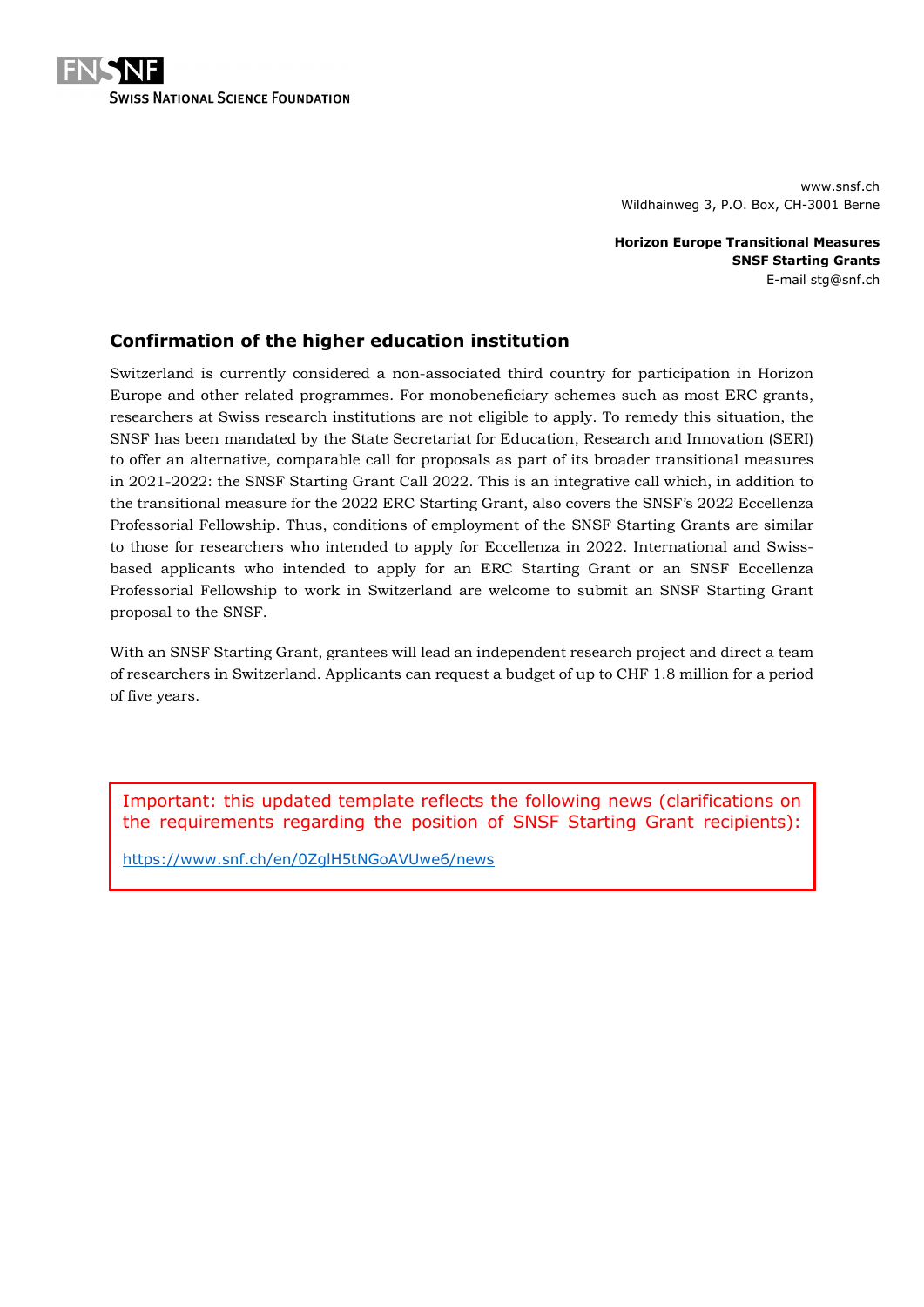FNSNF
SWISS NATIONAL SCIENCE FOUNDATION

www.snsf.ch
Wildhainweg 3, P.O. Box, CH-3001 Berne

**Horizon Europe Transitional Measures**
**SNSF Starting Grants**
E-mail stg@snf.ch

## Confirmation of the higher education institution

Switzerland is currently considered a non-associated third country for participation in Horizon Europe and other related programmes. For monobeneficiary schemes such as most ERC grants, researchers at Swiss research institutions are not eligible to apply. To remedy this situation, the SNSF has been mandated by the State Secretariat for Education, Research and Innovation (SERI) to offer an alternative, comparable call for proposals as part of its broader transitional measures in 2021-2022: the SNSF Starting Grant Call 2022. This is an integrative call which, in addition to the transitional measure for the 2022 ERC Starting Grant, also covers the SNSF's 2022 Eccellenza Professorial Fellowship. Thus, conditions of employment of the SNSF Starting Grants are similar to those for researchers who intended to apply for Eccellenza in 2022. International and Swiss-based applicants who intended to apply for an ERC Starting Grant or an SNSF Eccellenza Professorial Fellowship to work in Switzerland are welcome to submit an SNSF Starting Grant proposal to the SNSF.

With an SNSF Starting Grant, grantees will lead an independent research project and direct a team of researchers in Switzerland. Applicants can request a budget of up to CHF 1.8 million for a period of five years.

Important: this updated template reflects the following news (clarifications on the requirements regarding the position of SNSF Starting Grant recipients):

https://www.snf.ch/en/0ZglH5tNGoAVUwe6/news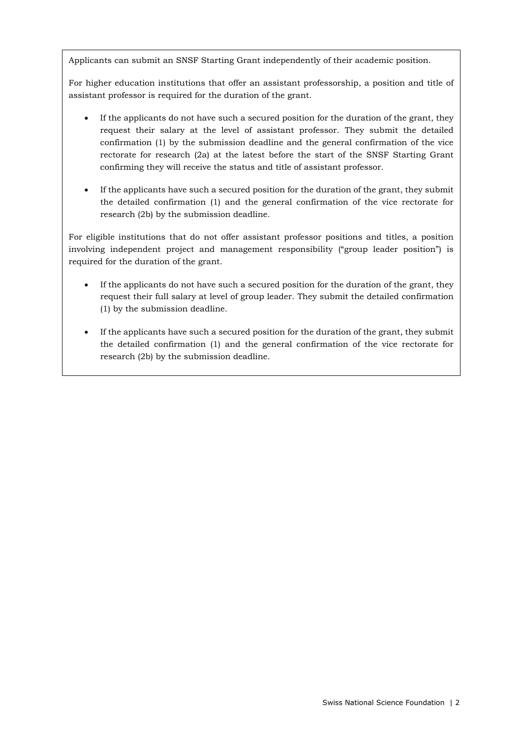Applicants can submit an SNSF Starting Grant independently of their academic position.

For higher education institutions that offer an assistant professorship, a position and title of assistant professor is required for the duration of the grant.

- If the applicants do not have such a secured position for the duration of the grant, they request their salary at the level of assistant professor. They submit the detailed confirmation (1) by the submission deadline and the general confirmation of the vice rectorate for research (2a) at the latest before the start of the SNSF Starting Grant confirming they will receive the status and title of assistant professor.
- If the applicants have such a secured position for the duration of the grant, they submit the detailed confirmation (1) and the general confirmation of the vice rectorate for research (2b) by the submission deadline.

For eligible institutions that do not offer assistant professor positions and titles, a position involving independent project and management responsibility ("group leader position") is required for the duration of the grant.

- If the applicants do not have such a secured position for the duration of the grant, they request their full salary at level of group leader. They submit the detailed confirmation (1) by the submission deadline.
- If the applicants have such a secured position for the duration of the grant, they submit the detailed confirmation (1) and the general confirmation of the vice rectorate for research (2b) by the submission deadline.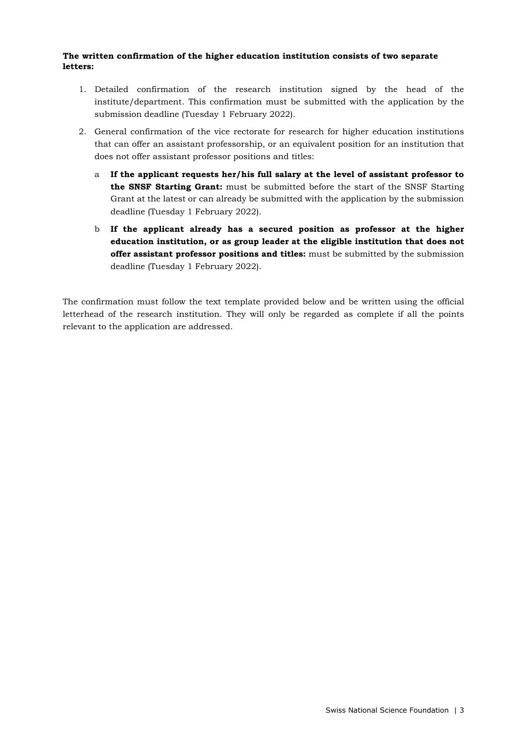**The written confirmation of the higher education institution consists of two separate letters:**

1. Detailed confirmation of the research institution signed by the head of the institute/department. This confirmation must be submitted with the application by the submission deadline (Tuesday 1 February 2022).
2. General confirmation of the vice rectorate for research for higher education institutions that can offer an assistant professorship, or an equivalent position for an institution that does not offer assistant professor positions and titles:
   a **If the applicant requests her/his full salary at the level of assistant professor to the SNSF Starting Grant:** must be submitted before the start of the SNSF Starting Grant at the latest or can already be submitted with the application by the submission deadline (Tuesday 1 February 2022).

   b **If the applicant already has a secured position as professor at the higher education institution, or as group leader at the eligible institution that does not offer assistant professor positions and titles:** must be submitted by the submission deadline (Tuesday 1 February 2022).

The confirmation must follow the text template provided below and be written using the official letterhead of the research institution. They will only be regarded as complete if all the points relevant to the application are addressed.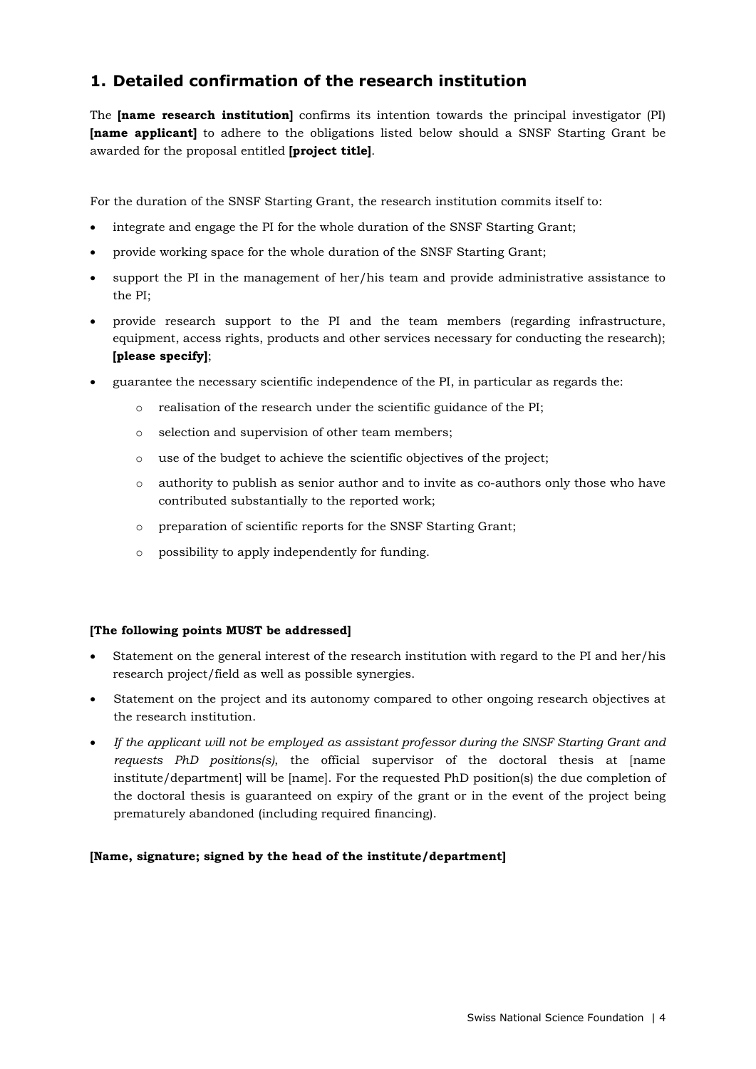## 1. Detailed confirmation of the research institution

The **[name research institution]** confirms its intention towards the principal investigator (PI) **[name applicant]** to adhere to the obligations listed below should a SNSF Starting Grant be awarded for the proposal entitled **[project title]**.

For the duration of the SNSF Starting Grant, the research institution commits itself to:

- integrate and engage the PI for the whole duration of the SNSF Starting Grant;
- provide working space for the whole duration of the SNSF Starting Grant;
- support the PI in the management of her/his team and provide administrative assistance to the PI;
- provide research support to the PI and the team members (regarding infrastructure, equipment, access rights, products and other services necessary for conducting the research); **[please specify]**;
- guarantee the necessary scientific independence of the PI, in particular as regards the:
  - realisation of the research under the scientific guidance of the PI;
  - selection and supervision of other team members;
  - use of the budget to achieve the scientific objectives of the project;
  - authority to publish as senior author and to invite as co-authors only those who have contributed substantially to the reported work;
  - preparation of scientific reports for the SNSF Starting Grant;
  - possibility to apply independently for funding.

**[The following points MUST be addressed]**

- Statement on the general interest of the research institution with regard to the PI and her/his research project/field as well as possible synergies.
- Statement on the project and its autonomy compared to other ongoing research objectives at the research institution.
- *If the applicant will not be employed as assistant professor during the SNSF Starting Grant and requests PhD positions(s)*, the official supervisor of the doctoral thesis at [name institute/department] will be [name]. For the requested PhD position(s) the due completion of the doctoral thesis is guaranteed on expiry of the grant or in the event of the project being prematurely abandoned (including required financing).

**[Name, signature; signed by the head of the institute/department]**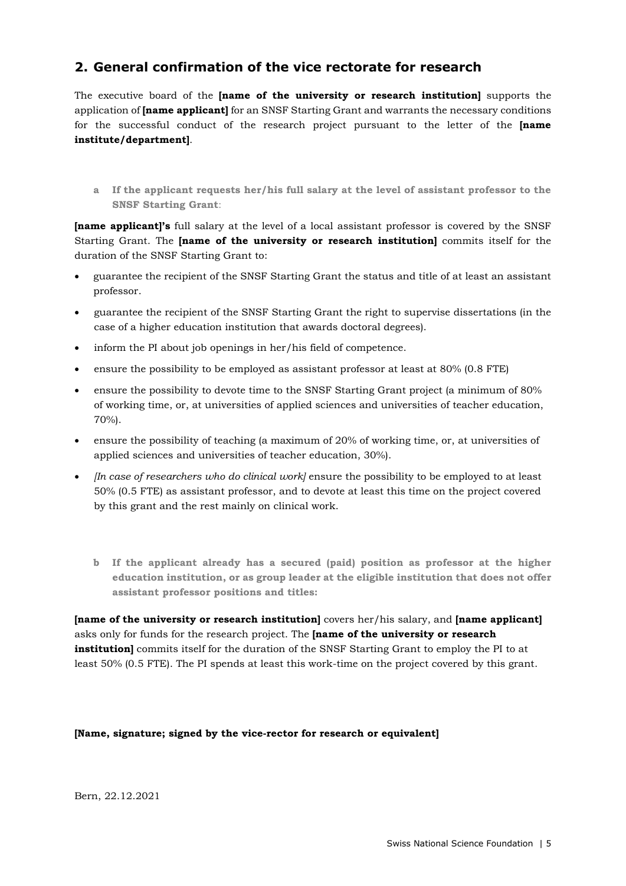## 2. General confirmation of the vice rectorate for research

The executive board of the **[name of the university or research institution]** supports the application of **[name applicant]** for an SNSF Starting Grant and warrants the necessary conditions for the successful conduct of the research project pursuant to the letter of the **[name institute/department]**.

**a If the applicant requests her/his full salary at the level of assistant professor to the SNSF Starting Grant**:

**[name applicant]'s** full salary at the level of a local assistant professor is covered by the SNSF Starting Grant. The **[name of the university or research institution]** commits itself for the duration of the SNSF Starting Grant to:

- guarantee the recipient of the SNSF Starting Grant the status and title of at least an assistant professor.
- guarantee the recipient of the SNSF Starting Grant the right to supervise dissertations (in the case of a higher education institution that awards doctoral degrees).
- inform the PI about job openings in her/his field of competence.
- ensure the possibility to be employed as assistant professor at least at 80% (0.8 FTE)
- ensure the possibility to devote time to the SNSF Starting Grant project (a minimum of 80% of working time, or, at universities of applied sciences and universities of teacher education, 70%).
- ensure the possibility of teaching (a maximum of 20% of working time, or, at universities of applied sciences and universities of teacher education, 30%).
- *[In case of researchers who do clinical work]* ensure the possibility to be employed to at least 50% (0.5 FTE) as assistant professor, and to devote at least this time on the project covered by this grant and the rest mainly on clinical work.

**b If the applicant already has a secured (paid) position as professor at the higher education institution, or as group leader at the eligible institution that does not offer assistant professor positions and titles:**

**[name of the university or research institution]** covers her/his salary, and **[name applicant]** asks only for funds for the research project. The **[name of the university or research institution]** commits itself for the duration of the SNSF Starting Grant to employ the PI to at least 50% (0.5 FTE). The PI spends at least this work-time on the project covered by this grant.

**[Name, signature; signed by the vice-rector for research or equivalent]**

Bern, 22.12.2021